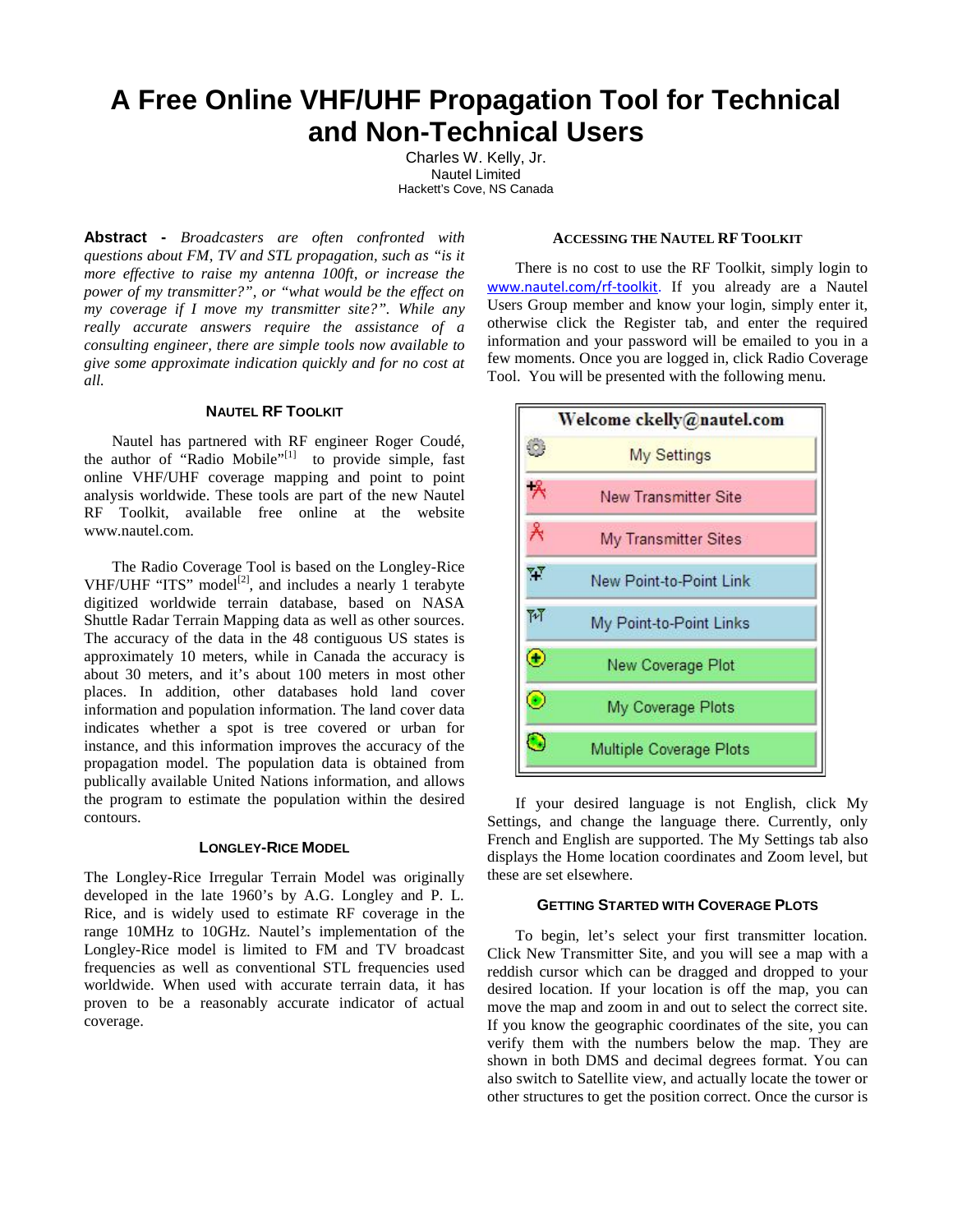# A Free Online VHF/UHF Propagation Tool for Technical and Non-Technical Users

Charles W. Kelly, Jr.
Nautel Limited
Hackett's Cove, NS Canada

**Abstract -** *Broadcasters are often confronted with questions about FM, TV and STL propagation, such as "is it more effective to raise my antenna 100ft, or increase the power of my transmitter?", or "what would be the effect on my coverage if I move my transmitter site?". While any really accurate answers require the assistance of a consulting engineer, there are simple tools now available to give some approximate indication quickly and for no cost at all.*

## NAUTEL RF TOOLKIT

Nautel has partnered with RF engineer Roger Coudé, the author of "Radio Mobile"[1] to provide simple, fast online VHF/UHF coverage mapping and point to point analysis worldwide. These tools are part of the new Nautel RF Toolkit, available free online at the website www.nautel.com.

The Radio Coverage Tool is based on the Longley-Rice VHF/UHF "ITS" model[2], and includes a nearly 1 terabyte digitized worldwide terrain database, based on NASA Shuttle Radar Terrain Mapping data as well as other sources. The accuracy of the data in the 48 contiguous US states is approximately 10 meters, while in Canada the accuracy is about 30 meters, and it's about 100 meters in most other places. In addition, other databases hold land cover information and population information. The land cover data indicates whether a spot is tree covered or urban for instance, and this information improves the accuracy of the propagation model. The population data is obtained from publically available United Nations information, and allows the program to estimate the population within the desired contours.

## LONGLEY-RICE MODEL

The Longley-Rice Irregular Terrain Model was originally developed in the late 1960's by A.G. Longley and P. L. Rice, and is widely used to estimate RF coverage in the range 10MHz to 10GHz. Nautel's implementation of the Longley-Rice model is limited to FM and TV broadcast frequencies as well as conventional STL frequencies used worldwide. When used with accurate terrain data, it has proven to be a reasonably accurate indicator of actual coverage.

## ACCESSING THE NAUTEL RF TOOLKIT

There is no cost to use the RF Toolkit, simply login to www.nautel.com/rf-toolkit. If you already are a Nautel Users Group member and know your login, simply enter it, otherwise click the Register tab, and enter the required information and your password will be emailed to you in a few moments. Once you are logged in, click Radio Coverage Tool. You will be presented with the following menu.

| Welcome ckelly@nautel.com |
| --- |
| My Settings |
| New Transmitter Site |
| My Transmitter Sites |
| New Point-to-Point Link |
| My Point-to-Point Links |
| New Coverage Plot |
| My Coverage Plots |
| Multiple Coverage Plots |

If your desired language is not English, click My Settings, and change the language there. Currently, only French and English are supported. The My Settings tab also displays the Home location coordinates and Zoom level, but these are set elsewhere.

## GETTING STARTED WITH COVERAGE PLOTS

To begin, let's select your first transmitter location. Click New Transmitter Site, and you will see a map with a reddish cursor which can be dragged and dropped to your desired location. If your location is off the map, you can move the map and zoom in and out to select the correct site. If you know the geographic coordinates of the site, you can verify them with the numbers below the map. They are shown in both DMS and decimal degrees format. You can also switch to Satellite view, and actually locate the tower or other structures to get the position correct. Once the cursor is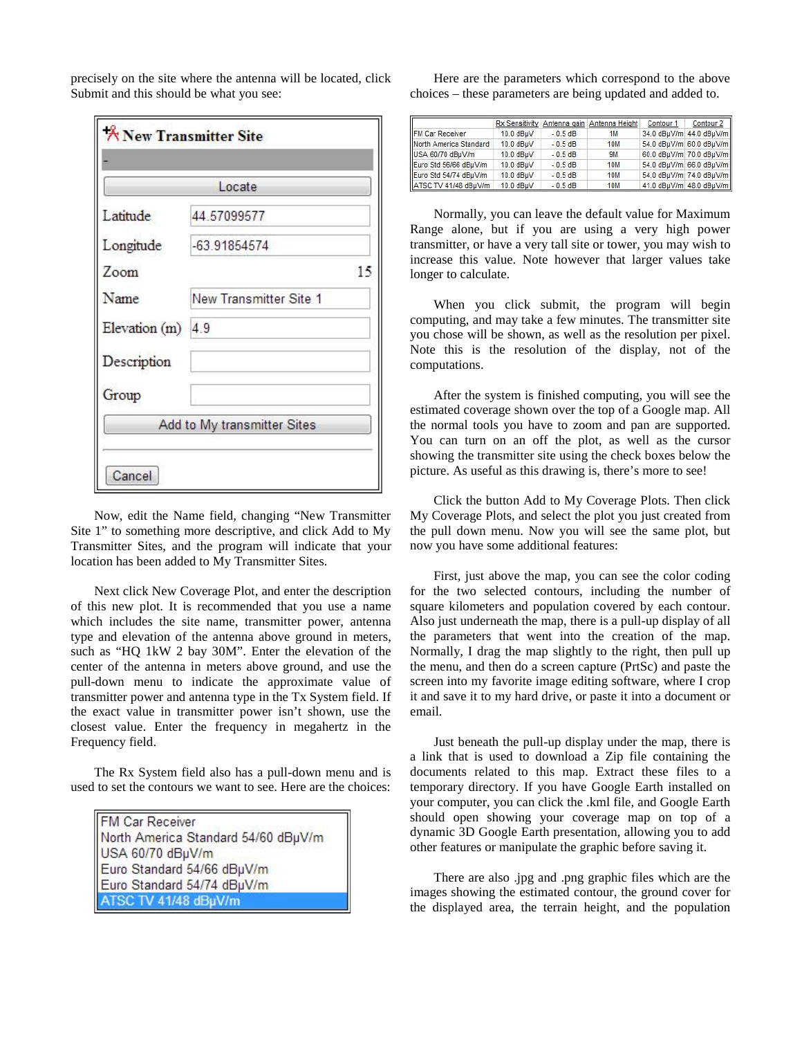precisely on the site where the antenna will be located, click Submit and this should be what you see:

| New Transmitter Site | |
|---|---|
| - | |
| Locate | |
| Latitude | 44.57099577 |
| Longitude | -63.91854574 |
| Zoom | 15 |
| Name | New Transmitter Site 1 |
| Elevation (m) | 4.9 |
| Description | |
| Group | |
| Add to My transmitter Sites | |
| Cancel | |

Now, edit the Name field, changing "New Transmitter Site 1" to something more descriptive, and click Add to My Transmitter Sites, and the program will indicate that your location has been added to My Transmitter Sites.

Next click New Coverage Plot, and enter the description of this new plot. It is recommended that you use a name which includes the site name, transmitter power, antenna type and elevation of the antenna above ground in meters, such as "HQ 1kW 2 bay 30M". Enter the elevation of the center of the antenna in meters above ground, and use the pull-down menu to indicate the approximate value of transmitter power and antenna type in the Tx System field. If the exact value in transmitter power isn't shown, use the closest value. Enter the frequency in megahertz in the Frequency field.

The Rx System field also has a pull-down menu and is used to set the contours we want to see. Here are the choices:

- FM Car Receiver
- North America Standard 54/60 dBµV/m
- USA 60/70 dBµV/m
- Euro Standard 54/66 dBµV/m
- Euro Standard 54/74 dBµV/m
- ATSC TV 41/48 dBµV/m

Here are the parameters which correspond to the above choices – these parameters are being updated and added to.

| | Rx Sensitivity | Antenna gain | Antenna Height | Contour 1 | Contour 2 |
|---|---|---|---|---|---|
| FM Car Receiver | 10.0 dBµV | - 0.5 dB | 1M | 34.0 dBµV/m | 44.0 dBµV/m |
| North America Standard | 10.0 dBµV | - 0.5 dB | 10M | 54.0 dBµV/m | 60.0 dBµV/m |
| USA 60/70 dBµV/m | 10.0 dBµV | - 0.5 dB | 9M | 60.0 dBµV/m | 70.0 dBµV/m |
| Euro Std 56/66 dBµV/m | 10.0 dBµV | - 0.5 dB | 10M | 54.0 dBµV/m | 66.0 dBµV/m |
| Euro Std 54/74 dBµV/m | 10.0 dBµV | - 0.5 dB | 10M | 54.0 dBµV/m | 74.0 dBµV/m |
| ATSC TV 41/48 dBµV/m | 10.0 dBµV | - 0.5 dB | 10M | 41.0 dBµV/m | 48.0 dBµV/m |

Normally, you can leave the default value for Maximum Range alone, but if you are using a very high power transmitter, or have a very tall site or tower, you may wish to increase this value. Note however that larger values take longer to calculate.

When you click submit, the program will begin computing, and may take a few minutes. The transmitter site you chose will be shown, as well as the resolution per pixel. Note this is the resolution of the display, not of the computations.

After the system is finished computing, you will see the estimated coverage shown over the top of a Google map. All the normal tools you have to zoom and pan are supported. You can turn on an off the plot, as well as the cursor showing the transmitter site using the check boxes below the picture. As useful as this drawing is, there's more to see!

Click the button Add to My Coverage Plots. Then click My Coverage Plots, and select the plot you just created from the pull down menu. Now you will see the same plot, but now you have some additional features:

First, just above the map, you can see the color coding for the two selected contours, including the number of square kilometers and population covered by each contour. Also just underneath the map, there is a pull-up display of all the parameters that went into the creation of the map. Normally, I drag the map slightly to the right, then pull up the menu, and then do a screen capture (PrtSc) and paste the screen into my favorite image editing software, where I crop it and save it to my hard drive, or paste it into a document or email.

Just beneath the pull-up display under the map, there is a link that is used to download a Zip file containing the documents related to this map. Extract these files to a temporary directory. If you have Google Earth installed on your computer, you can click the .kml file, and Google Earth should open showing your coverage map on top of a dynamic 3D Google Earth presentation, allowing you to add other features or manipulate the graphic before saving it.

There are also .jpg and .png graphic files which are the images showing the estimated contour, the ground cover for the displayed area, the terrain height, and the population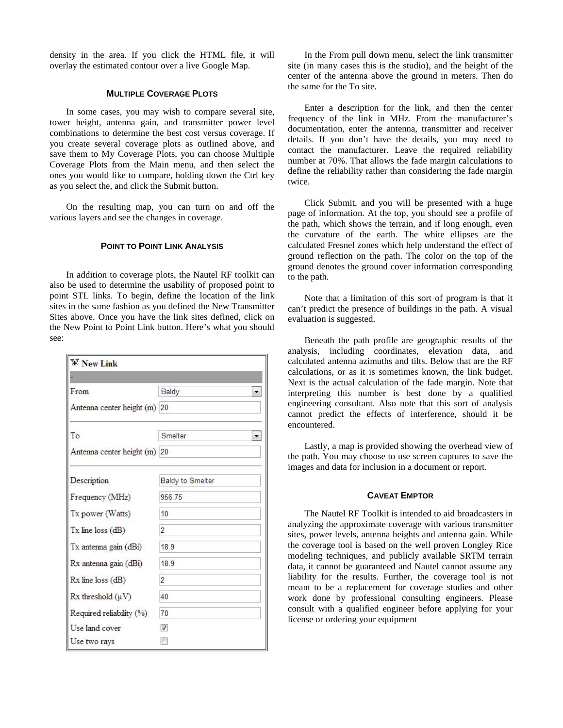density in the area. If you click the HTML file, it will overlay the estimated contour over a live Google Map.

### MULTIPLE COVERAGE PLOTS

In some cases, you may wish to compare several site, tower height, antenna gain, and transmitter power level combinations to determine the best cost versus coverage. If you create several coverage plots as outlined above, and save them to My Coverage Plots, you can choose Multiple Coverage Plots from the Main menu, and then select the ones you would like to compare, holding down the Ctrl key as you select the, and click the Submit button.

On the resulting map, you can turn on and off the various layers and see the changes in coverage.

### POINT TO POINT LINK ANALYSIS

In addition to coverage plots, the Nautel RF toolkit can also be used to determine the usability of proposed point to point STL links. To begin, define the location of the link sites in the same fashion as you defined the New Transmitter Sites above. Once you have the link sites defined, click on the New Point to Point Link button. Here's what you should see:

| New Link | |
|---|---|
| From | Baldy |
| Antenna center height (m) | 20 |
| To | Smelter |
| Antenna center height (m) | 20 |
| Description | Baldy to Smelter |
| Frequency (MHz) | 956.75 |
| Tx power (Watts) | 10 |
| Tx line loss (dB) | 2 |
| Tx antenna gain (dBi) | 18.9 |
| Rx antenna gain (dBi) | 18.9 |
| Rx line loss (dB) | 2 |
| Rx threshold (µV) | 40 |
| Required reliability (%) | 70 |
| Use land cover | ☑ |
| Use two rays | ☐ |

In the From pull down menu, select the link transmitter site (in many cases this is the studio), and the height of the center of the antenna above the ground in meters. Then do the same for the To site.

Enter a description for the link, and then the center frequency of the link in MHz. From the manufacturer's documentation, enter the antenna, transmitter and receiver details. If you don't have the details, you may need to contact the manufacturer. Leave the required reliability number at 70%. That allows the fade margin calculations to define the reliability rather than considering the fade margin twice.

Click Submit, and you will be presented with a huge page of information. At the top, you should see a profile of the path, which shows the terrain, and if long enough, even the curvature of the earth. The white ellipses are the calculated Fresnel zones which help understand the effect of ground reflection on the path. The color on the top of the ground denotes the ground cover information corresponding to the path.

Note that a limitation of this sort of program is that it can't predict the presence of buildings in the path. A visual evaluation is suggested.

Beneath the path profile are geographic results of the analysis, including coordinates, elevation data, and calculated antenna azimuths and tilts. Below that are the RF calculations, or as it is sometimes known, the link budget. Next is the actual calculation of the fade margin. Note that interpreting this number is best done by a qualified engineering consultant. Also note that this sort of analysis cannot predict the effects of interference, should it be encountered.

Lastly, a map is provided showing the overhead view of the path. You may choose to use screen captures to save the images and data for inclusion in a document or report.

### CAVEAT EMPTOR

The Nautel RF Toolkit is intended to aid broadcasters in analyzing the approximate coverage with various transmitter sites, power levels, antenna heights and antenna gain. While the coverage tool is based on the well proven Longley Rice modeling techniques, and publicly available SRTM terrain data, it cannot be guaranteed and Nautel cannot assume any liability for the results. Further, the coverage tool is not meant to be a replacement for coverage studies and other work done by professional consulting engineers. Please consult with a qualified engineer before applying for your license or ordering your equipment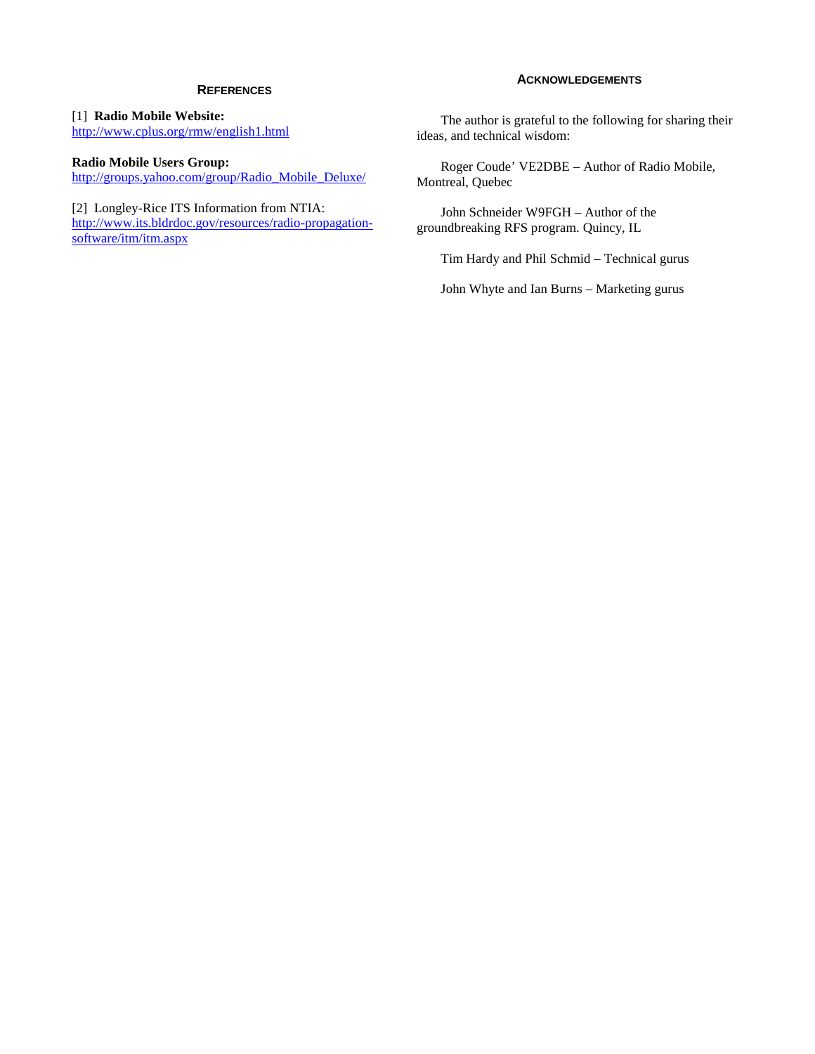## References

[1] **Radio Mobile Website:**
http://www.cplus.org/rmw/english1.html

**Radio Mobile Users Group:**
http://groups.yahoo.com/group/Radio_Mobile_Deluxe/

[2] Longley-Rice ITS Information from NTIA:
http://www.its.bldrdoc.gov/resources/radio-propagation-software/itm/itm.aspx

## Acknowledgements

The author is grateful to the following for sharing their ideas, and technical wisdom:

Roger Coude' VE2DBE – Author of Radio Mobile, Montreal, Quebec

John Schneider W9FGH – Author of the groundbreaking RFS program. Quincy, IL

Tim Hardy and Phil Schmid – Technical gurus

John Whyte and Ian Burns – Marketing gurus